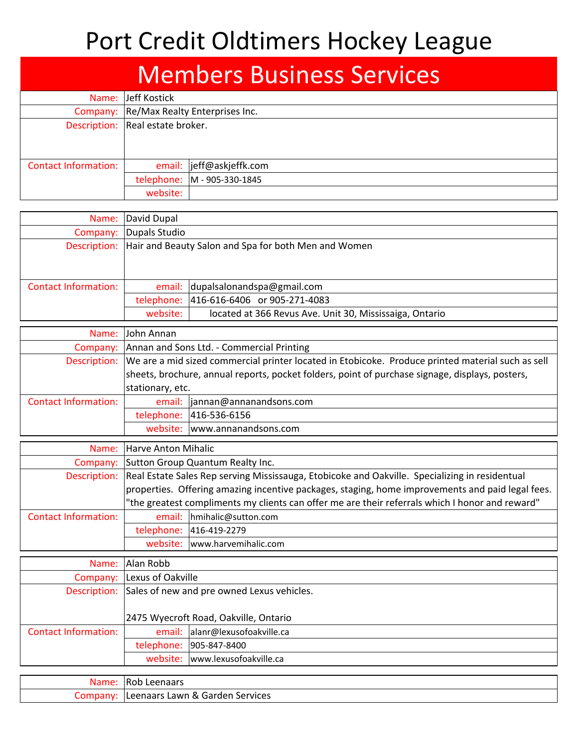# Port Credit Oldtimers Hockey League

## Members Business Services

| | | |
|---|---|---|
| Name: | Jeff Kostick | |
| Company: | Re/Max Realty Enterprises Inc. | |
| Description: | Real estate broker. | |
| Contact Information: | email: | jeff@askjeffk.com |
| | telephone: | M - 905-330-1845 |
| | website: | |

| | | |
|---|---|---|
| Name: | David Dupal | |
| Company: | Dupals Studio | |
| Description: | Hair and Beauty Salon and Spa for both Men and Women | |
| Contact Information: | email: | dupalsalonandspa@gmail.com |
| | telephone: | 416-616-6406 or 905-271-4083 |
| | website: | located at 366 Revus Ave. Unit 30, Mississaiga, Ontario |

| | | |
|---|---|---|
| Name: | John Annan | |
| Company: | Annan and Sons Ltd. - Commercial Printing | |
| Description: | We are a mid sized commercial printer located in Etobicoke. Produce printed material such as sell sheets, brochure, annual reports, pocket folders, point of purchase signage, displays, posters, stationary, etc. | |
| Contact Information: | email: | jannan@annanandsons.com |
| | telephone: | 416-536-6156 |
| | website: | www.annanandsons.com |

| | | |
|---|---|---|
| Name: | Harve Anton Mihalic | |
| Company: | Sutton Group Quantum Realty Inc. | |
| Description: | Real Estate Sales Rep serving Mississauga, Etobicoke and Oakville. Specializing in residentual properties. Offering amazing incentive packages, staging, home improvements and paid legal fees. "the greatest compliments my clients can offer me are their referrals which I honor and reward" | |
| Contact Information: | email: | hmihalic@sutton.com |
| | telephone: | 416-419-2279 |
| | website: | www.harvemihalic.com |

| | | |
|---|---|---|
| Name: | Alan Robb | |
| Company: | Lexus of Oakville | |
| Description: | Sales of new and pre owned Lexus vehicles.<br><br>2475 Wyecroft Road, Oakville, Ontario | |
| Contact Information: | email: | alanr@lexusofoakville.ca |
| | telephone: | 905-847-8400 |
| | website: | www.lexusofoakville.ca |

| | |
|---|---|
| Name: | Rob Leenaars |
| Company: | Leenaars Lawn & Garden Services |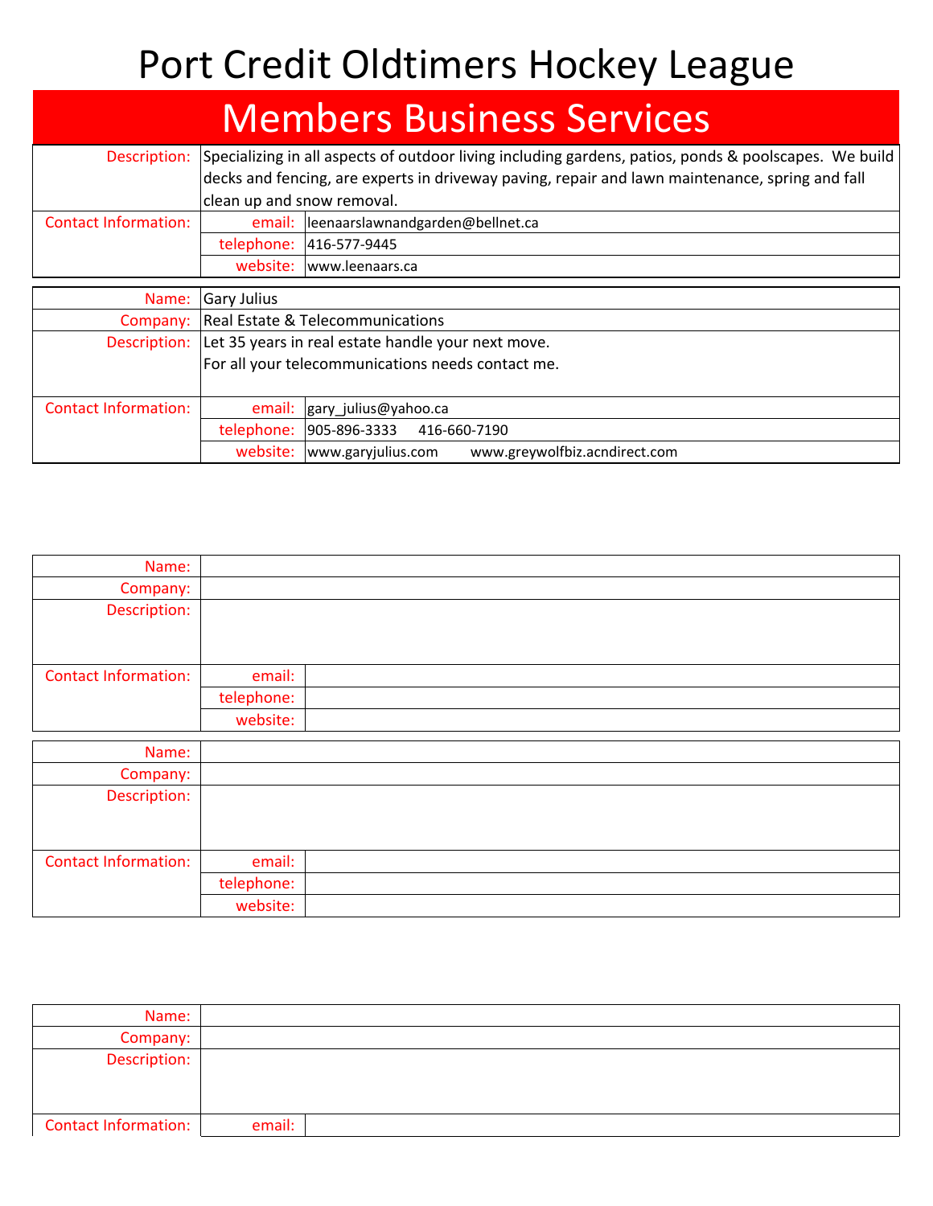# Port Credit Oldtimers Hockey League

## Members Business Services

| | | |
|---|---|---|
| Description: | Specializing in all aspects of outdoor living including gardens, patios, ponds & poolscapes. We build decks and fencing, are experts in driveway paving, repair and lawn maintenance, spring and fall clean up and snow removal. | |
| Contact Information: | email: | leenaarslawnandgarden@bellnet.ca |
| | telephone: | 416-577-9445 |
| | website: | www.leenaars.ca |

| | | |
|---|---|---|
| Name: | Gary Julius | |
| Company: | Real Estate & Telecommunications | |
| Description: | Let 35 years in real estate handle your next move.<br>For all your telecommunications needs contact me. | |
| Contact Information: | email: | gary_julius@yahoo.ca |
| | telephone: | 905-896-3333 416-660-7190 |
| | website: | www.garyjulius.com www.greywolfbiz.acndirect.com |

| | | |
|---|---|---|
| Name: | | |
| Company: | | |
| Description: | | |
| Contact Information: | email: | |
| | telephone: | |
| | website: | |

| | | |
|---|---|---|
| Name: | | |
| Company: | | |
| Description: | | |
| Contact Information: | email: | |
| | telephone: | |
| | website: | |

| | | |
|---|---|---|
| Name: | | |
| Company: | | |
| Description: | | |
| Contact Information: | email: | |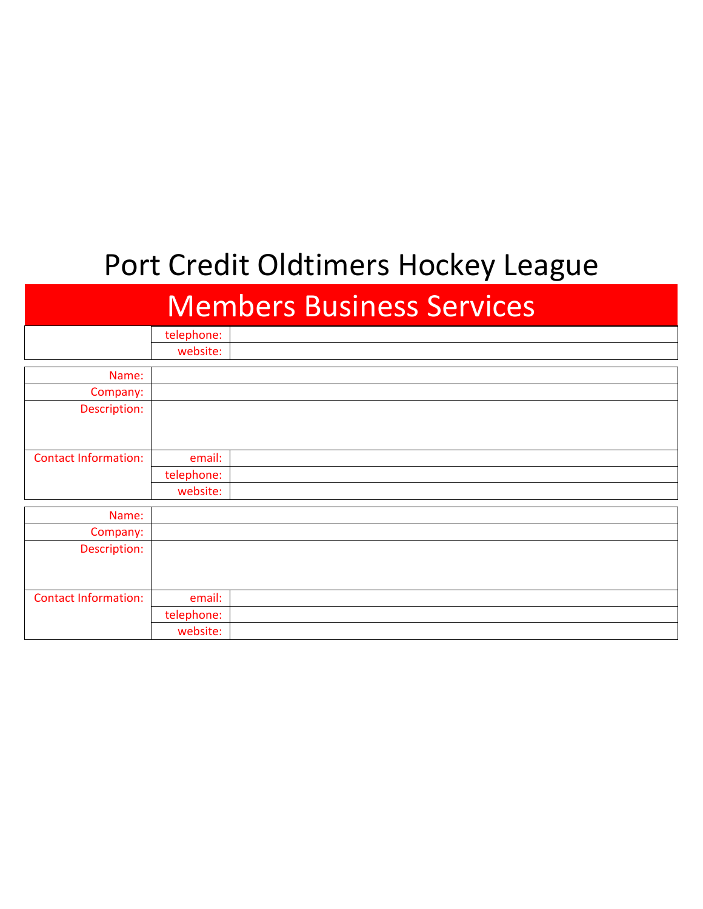# Port Credit Oldtimers Hockey League

## Members Business Services

| | | |
|---|---|---|
| | telephone: | |
| | website: | |

| | | |
|---|---|---|
| Name: | | |
| Company: | | |
| Description: | | |
| Contact Information: | email: | |
| | telephone: | |
| | website: | |

| | | |
|---|---|---|
| Name: | | |
| Company: | | |
| Description: | | |
| Contact Information: | email: | |
| | telephone: | |
| | website: | |